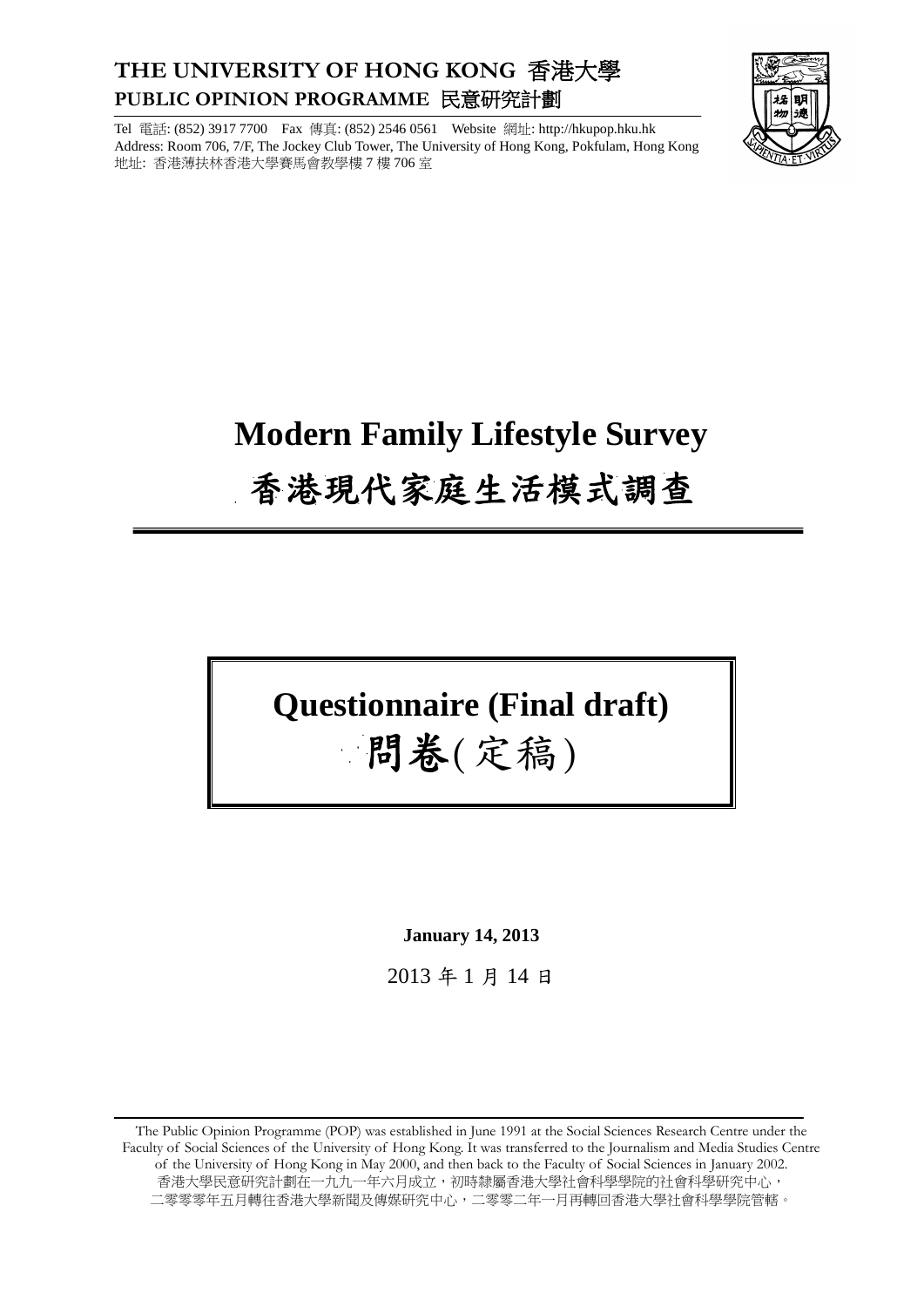**THE UNIVERSITY OF HONG KONG 香港大學**
**PUBLIC OPINION PROGRAMME 民意研究計劃**

Tel 電話: (852) 3917 7700 Fax 傳真: (852) 2546 0561 Website 網址: http://hkupop.hku.hk
Address: Room 706, 7/F, The Jockey Club Tower, The University of Hong Kong, Pokfulam, Hong Kong
地址: 香港薄扶林香港大學賽馬會教學樓 7 樓 706 室

# Modern Family Lifestyle Survey

# 香港現代家庭生活模式調查

---

## Questionnaire (Final draft)
## 問卷(定稿)

**January 14, 2013**

2013 年 1 月 14 日

---

The Public Opinion Programme (POP) was established in June 1991 at the Social Sciences Research Centre under the Faculty of Social Sciences of the University of Hong Kong. It was transferred to the Journalism and Media Studies Centre of the University of Hong Kong in May 2000, and then back to the Faculty of Social Sciences in January 2002.
香港大學民意研究計劃在一九九一年六月成立，初時隸屬香港大學社會科學學院的社會科學研究中心，二零零零年五月轉往香港大學新聞及傳媒研究中心，二零零二年一月再轉回香港大學社會科學學院管轄。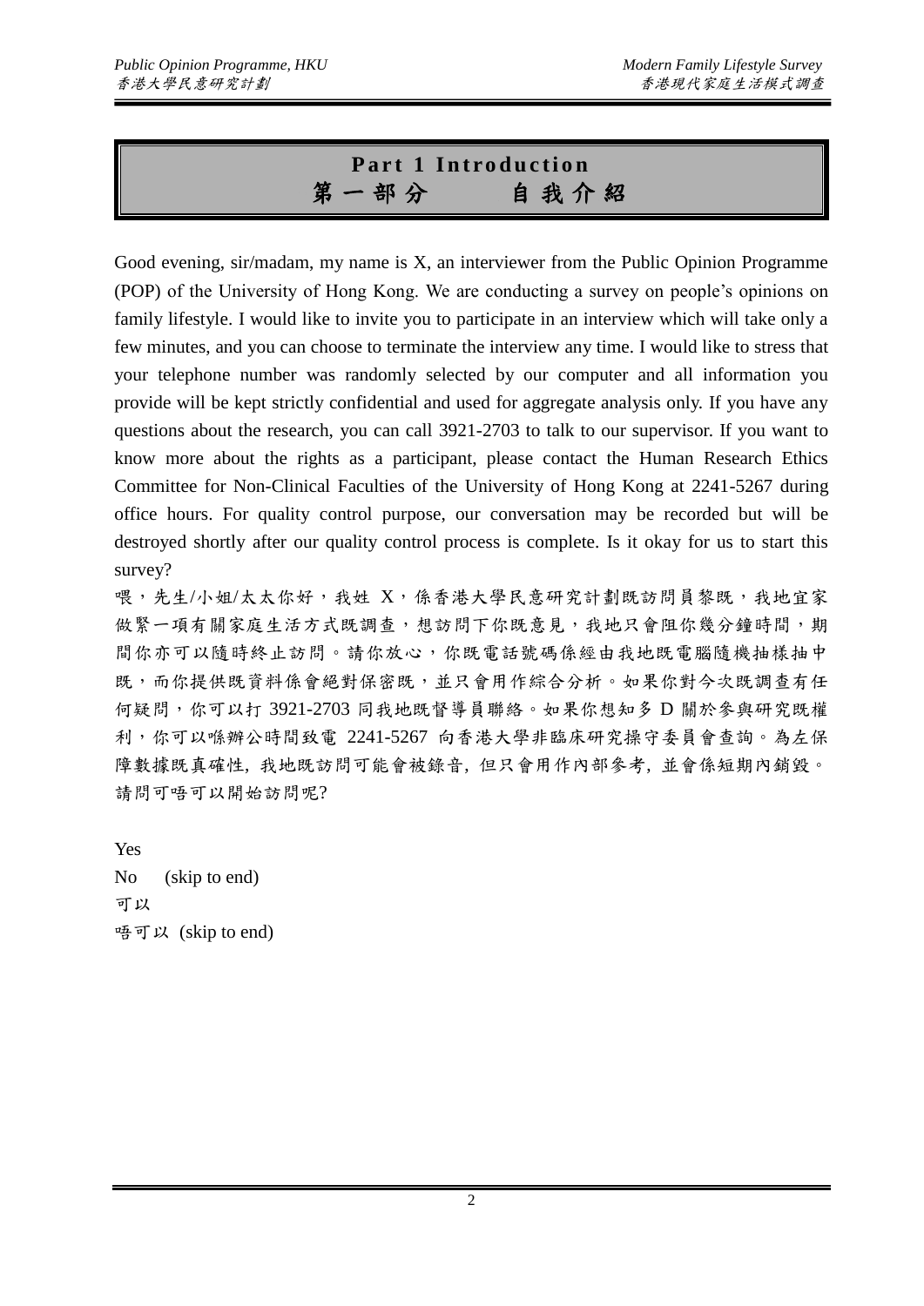# Part 1 Introduction
# 第一部分　　自我介紹

Good evening, sir/madam, my name is X, an interviewer from the Public Opinion Programme (POP) of the University of Hong Kong. We are conducting a survey on people's opinions on family lifestyle. I would like to invite you to participate in an interview which will take only a few minutes, and you can choose to terminate the interview any time. I would like to stress that your telephone number was randomly selected by our computer and all information you provide will be kept strictly confidential and used for aggregate analysis only. If you have any questions about the research, you can call 3921-2703 to talk to our supervisor. If you want to know more about the rights as a participant, please contact the Human Research Ethics Committee for Non-Clinical Faculties of the University of Hong Kong at 2241-5267 during office hours. For quality control purpose, our conversation may be recorded but will be destroyed shortly after our quality control process is complete. Is it okay for us to start this survey?

喂，先生/小姐/太太你好，我姓 X，係香港大學民意研究計劃既訪問員黎既，我地宜家做緊一項有關家庭生活方式既調查，想訪問下你既意見，我地只會阻你幾分鐘時間，期間你亦可以隨時終止訪問。請你放心，你既電話號碼係經由我地既電腦隨機抽樣抽中既，而你提供既資料係會絕對保密既，並只會用作綜合分析。如果你對今次既調查有任何疑問，你可以打 3921-2703 同我地既督導員聯絡。如果你想知多 D 關於參與研究既權利，你可以喺辦公時間致電 2241-5267 向香港大學非臨床研究操守委員會查詢。為左保障數據既真確性，我地既訪問可能會被錄音，但只會用作內部參考，並會係短期內銷毀。請問可唔可以開始訪問呢?

Yes
No　(skip to end)
可以
唔可以 (skip to end)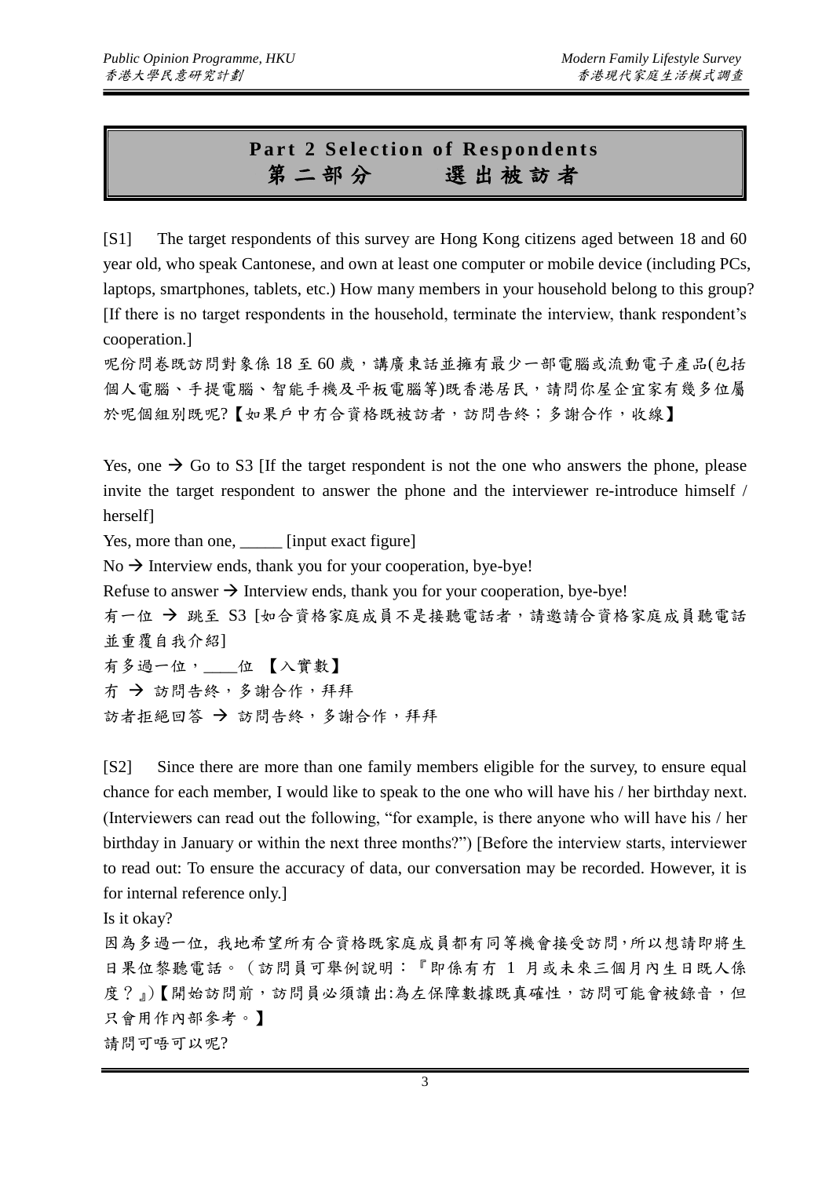# Part 2 Selection of Respondents
# 第二部分　　選出被訪者

[S1]　The target respondents of this survey are Hong Kong citizens aged between 18 and 60 year old, who speak Cantonese, and own at least one computer or mobile device (including PCs, laptops, smartphones, tablets, etc.) How many members in your household belong to this group? [If there is no target respondents in the household, terminate the interview, thank respondent's cooperation.]

呢份問卷既訪問對象係 18 至 60 歲，講廣東話並擁有最少一部電腦或流動電子產品(包括個人電腦、手提電腦、智能手機及平板電腦等)既香港居民，請問你屋企宜家有幾多位屬於呢個組別既呢?【如果戶中冇合資格既被訪者，訪問告終；多謝合作，收線】

Yes, one → Go to S3 [If the target respondent is not the one who answers the phone, please invite the target respondent to answer the phone and the interviewer re-introduce himself / herself]

Yes, more than one, _____ [input exact figure]

No → Interview ends, thank you for your cooperation, bye-bye!

Refuse to answer → Interview ends, thank you for your cooperation, bye-bye!

有一位 → 跳至 S3 [如合資格家庭成員不是接聽電話者，請邀請合資格家庭成員聽電話並重覆自我介紹]

有多過一位，____位 【入實數】

冇 → 訪問告終，多謝合作，拜拜

訪者拒絕回答 → 訪問告終，多謝合作，拜拜

[S2]　Since there are more than one family members eligible for the survey, to ensure equal chance for each member, I would like to speak to the one who will have his / her birthday next. (Interviewers can read out the following, "for example, is there anyone who will have his / her birthday in January or within the next three months?") [Before the interview starts, interviewer to read out: To ensure the accuracy of data, our conversation may be recorded. However, it is for internal reference only.]

Is it okay?

因為多過一位，我地希望所有合資格既家庭成員都有同等機會接受訪問，所以想請即將生日果位黎聽電話。（訪問員可舉例說明：『即係有冇 1 月或未來三個月內生日既人係度？』)【開始訪問前，訪問員必須讀出:為左保障數據既真確性，訪問可能會被錄音，但只會用作內部參考。】

請問可唔可以呢?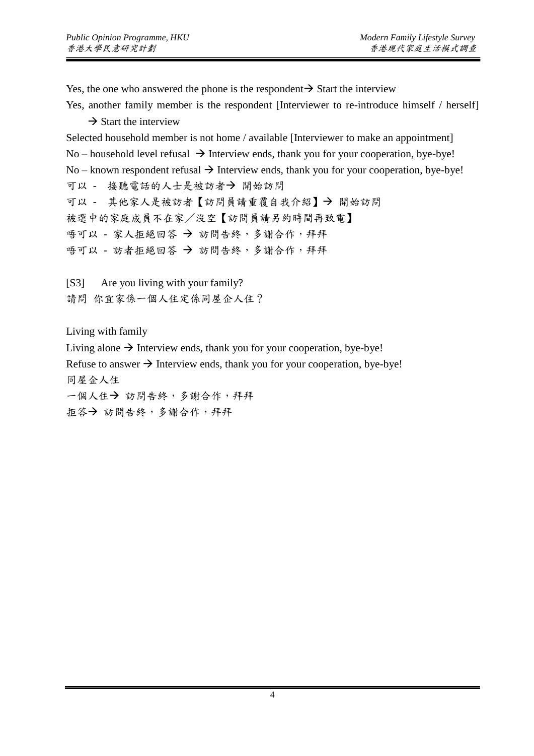Yes, the one who answered the phone is the respondent→ Start the interview

Yes, another family member is the respondent [Interviewer to re-introduce himself / herself] → Start the interview

Selected household member is not home / available [Interviewer to make an appointment]

No – household level refusal → Interview ends, thank you for your cooperation, bye-bye!

No – known respondent refusal → Interview ends, thank you for your cooperation, bye-bye!

可以 - 接聽電話的人士是被訪者→ 開始訪問

可以 - 其他家人是被訪者【訪問員請重覆自我介紹】→ 開始訪問

被選中的家庭成員不在家／沒空【訪問員請另約時間再致電】

唔可以 - 家人拒絕回答 → 訪問告終，多謝合作，拜拜

唔可以 - 訪者拒絕回答 → 訪問告終，多謝合作，拜拜

[S3] Are you living with your family?

請問 你宜家係一個人住定係同屋企人住？

Living with family

Living alone → Interview ends, thank you for your cooperation, bye-bye!

Refuse to answer → Interview ends, thank you for your cooperation, bye-bye!

同屋企人住

一個人住→ 訪問告終，多謝合作，拜拜

拒答→ 訪問告終，多謝合作，拜拜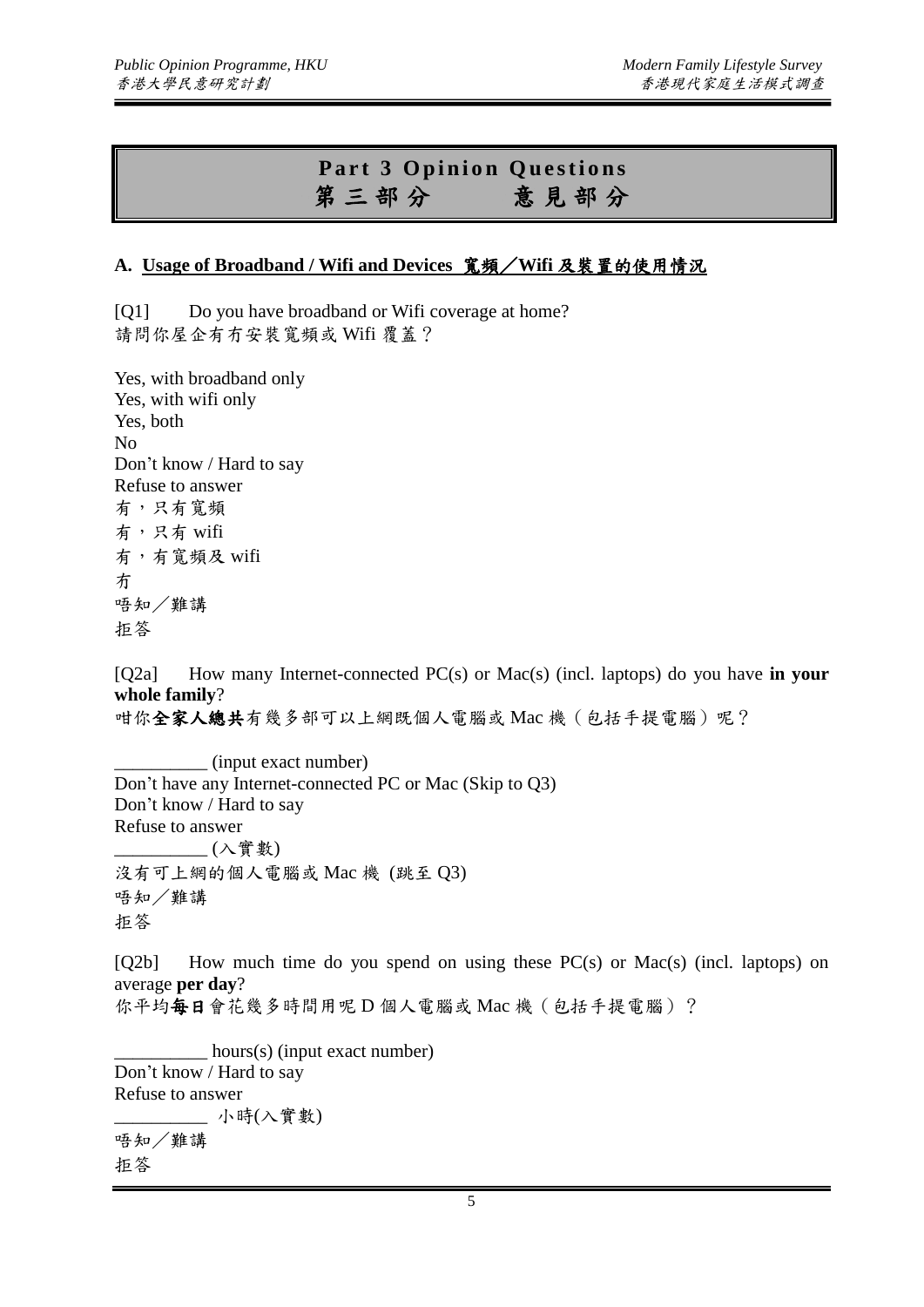# Part 3 Opinion Questions
# 第三部分　　意見部分

### A. Usage of Broadband / Wifi and Devices 寬頻／Wifi 及裝置的使用情況

[Q1] Do you have broadband or Wifi coverage at home?
請問你屋企有冇安裝寬頻或 Wifi 覆蓋？

Yes, with broadband only
Yes, with wifi only
Yes, both
No
Don't know / Hard to say
Refuse to answer
有，只有寬頻
有，只有 wifi
有，有寬頻及 wifi
冇
唔知／難講
拒答

[Q2a] How many Internet-connected PC(s) or Mac(s) (incl. laptops) do you have **in your whole family**?
咁你**全家人總共**有幾多部可以上網既個人電腦或 Mac 機（包括手提電腦）呢？

__________ (input exact number)
Don't have any Internet-connected PC or Mac (Skip to Q3)
Don't know / Hard to say
Refuse to answer
__________ (入實數)
沒有可上網的個人電腦或 Mac 機 (跳至 Q3)
唔知／難講
拒答

[Q2b] How much time do you spend on using these PC(s) or Mac(s) (incl. laptops) on average **per day**?
你平均**每日**會花幾多時間用呢 D 個人電腦或 Mac 機（包括手提電腦）？

__________ hours(s) (input exact number)
Don't know / Hard to say
Refuse to answer
__________ 小時(入實數)
唔知／難講
拒答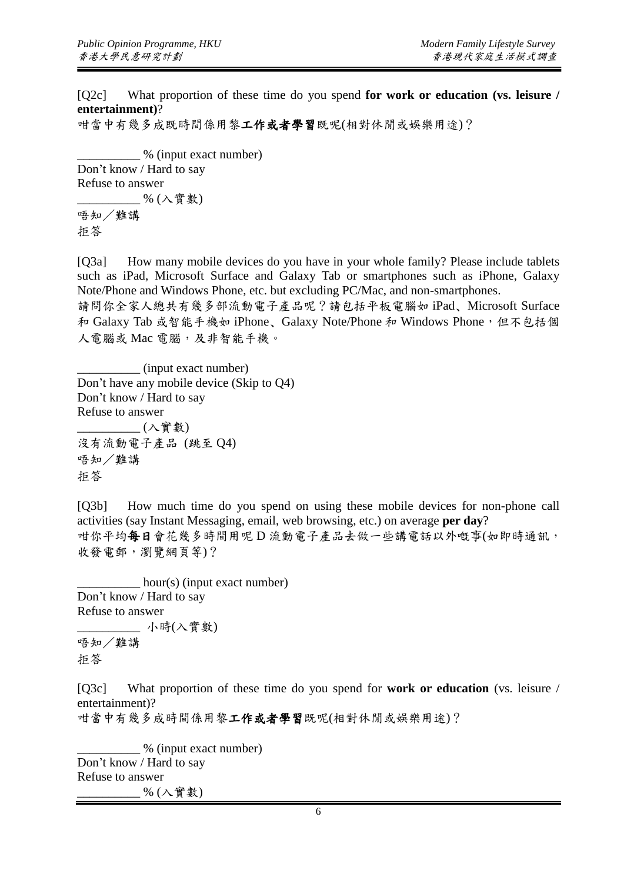[Q2c] What proportion of these time do you spend **for work or education (vs. leisure / entertainment)**?
咁當中有幾多成既時間係用黎**工作或者學習**既呢(相對休閒或娛樂用途)?

__________ % (input exact number)
Don't know / Hard to say
Refuse to answer
__________ % (入實數)
唔知／難講
拒答

[Q3a] How many mobile devices do you have in your whole family? Please include tablets such as iPad, Microsoft Surface and Galaxy Tab or smartphones such as iPhone, Galaxy Note/Phone and Windows Phone, etc. but excluding PC/Mac, and non-smartphones.
請問你全家人總共有幾多部流動電子產品呢?請包括平板電腦如 iPad、Microsoft Surface 和 Galaxy Tab 或智能手機如 iPhone、Galaxy Note/Phone 和 Windows Phone,但不包括個人電腦或 Mac 電腦,及非智能手機。

__________ (input exact number)
Don't have any mobile device (Skip to Q4)
Don't know / Hard to say
Refuse to answer
__________ (入實數)
沒有流動電子產品 (跳至 Q4)
唔知／難講
拒答

[Q3b] How much time do you spend on using these mobile devices for non-phone call activities (say Instant Messaging, email, web browsing, etc.) on average **per day**?
咁你平均**每日**會花幾多時間用呢 D 流動電子產品去做一些講電話以外嘅事(如即時通訊,收發電郵,瀏覽網頁等)?

__________ hour(s) (input exact number)
Don't know / Hard to say
Refuse to answer
__________ 小時(入實數)
唔知／難講
拒答

[Q3c] What proportion of these time do you spend for **work or education** (vs. leisure / entertainment)?
咁當中有幾多成既時間係用黎**工作或者學習**既呢(相對休閒或娛樂用途)?

__________ % (input exact number)
Don't know / Hard to say
Refuse to answer
__________ % (入實數)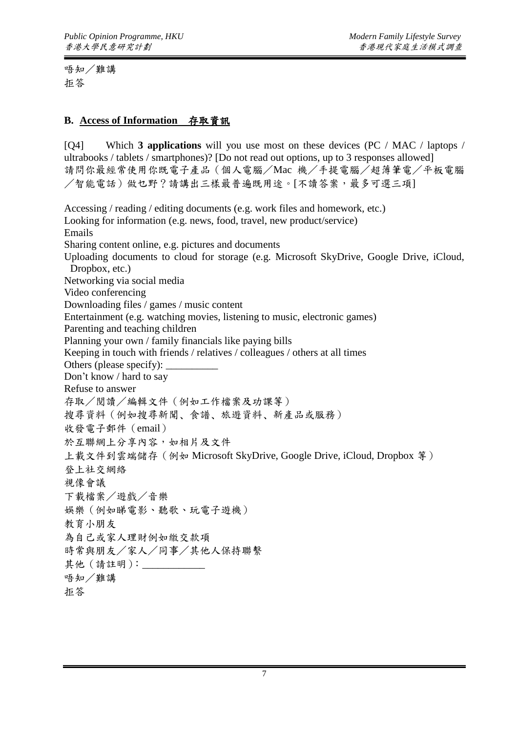唔知／難講
拒答

## B. Access of Information 存取資訊

[Q4] Which **3 applications** will you use most on these devices (PC / MAC / laptops / ultrabooks / tablets / smartphones)? [Do not read out options, up to 3 responses allowed]
請問你最經常使用你既電子產品（個人電腦／Mac 機／手提電腦／超薄筆電／平板電腦／智能電話）做乜野？請講出三樣最普遍既用途。[不讀答案，最多可選三項]

Accessing / reading / editing documents (e.g. work files and homework, etc.)
Looking for information (e.g. news, food, travel, new product/service)
Emails
Sharing content online, e.g. pictures and documents
Uploading documents to cloud for storage (e.g. Microsoft SkyDrive, Google Drive, iCloud, Dropbox, etc.)
Networking via social media
Video conferencing
Downloading files / games / music content
Entertainment (e.g. watching movies, listening to music, electronic games)
Parenting and teaching children
Planning your own / family financials like paying bills
Keeping in touch with friends / relatives / colleagues / others at all times
Others (please specify): __________
Don't know / hard to say
Refuse to answer
存取／閱讀／編輯文件（例如工作檔案及功課等）
搜尋資料（例如搜尋新聞、食譜、旅遊資料、新產品或服務）
收發電子郵件（email）
於互聯網上分享內容，如相片及文件
上載文件到雲端儲存（例如 Microsoft SkyDrive, Google Drive, iCloud, Dropbox 等）
登上社交網絡
視像會議
下載檔案／遊戲／音樂
娛樂（例如睇電影、聽歌、玩電子遊機）
教育小朋友
為自己或家人理財例如繳交款項
時常與朋友／家人／同事／其他人保持聯繫
其他（請註明）：____________
唔知／難講
拒答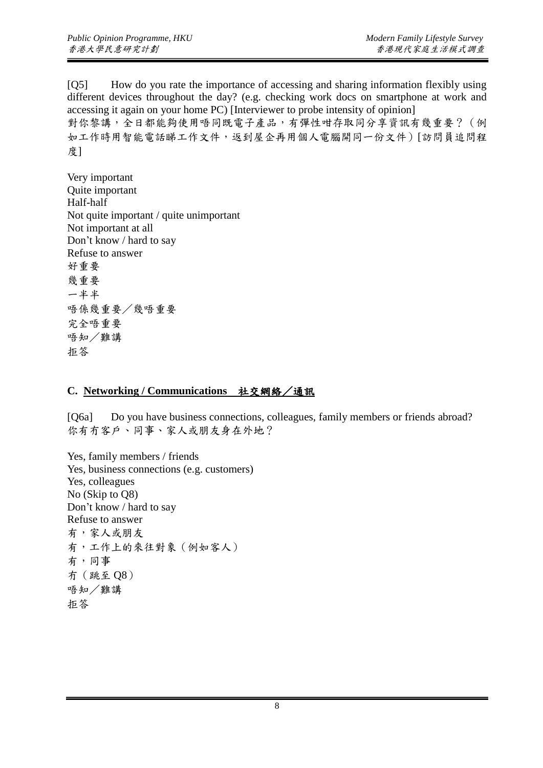[Q5]	How do you rate the importance of accessing and sharing information flexibly using different devices throughout the day? (e.g. checking work docs on smartphone at work and accessing it again on your home PC) [Interviewer to probe intensity of opinion]
對你黎講，全日都能夠使用唔同既電子產品，有彈性咁存取同分享資訊有幾重要？（例如工作時用智能電話睇工作文件，返到屋企再用個人電腦開同一份文件）[訪問員追問程度]

Very important
Quite important
Half-half
Not quite important / quite unimportant
Not important at all
Don't know / hard to say
Refuse to answer
好重要
幾重要
一半半
唔係幾重要／幾唔重要
完全唔重要
唔知／難講
拒答

## C. Networking / Communications　社交網絡／通訊

[Q6a]	Do you have business connections, colleagues, family members or friends abroad?
你有冇客戶、同事、家人或朋友身在外地？

Yes, family members / friends
Yes, business connections (e.g. customers)
Yes, colleagues
No (Skip to Q8)
Don't know / hard to say
Refuse to answer
有，家人或朋友
有，工作上的來往對象（例如客人）
有，同事
冇（跳至 Q8）
唔知／難講
拒答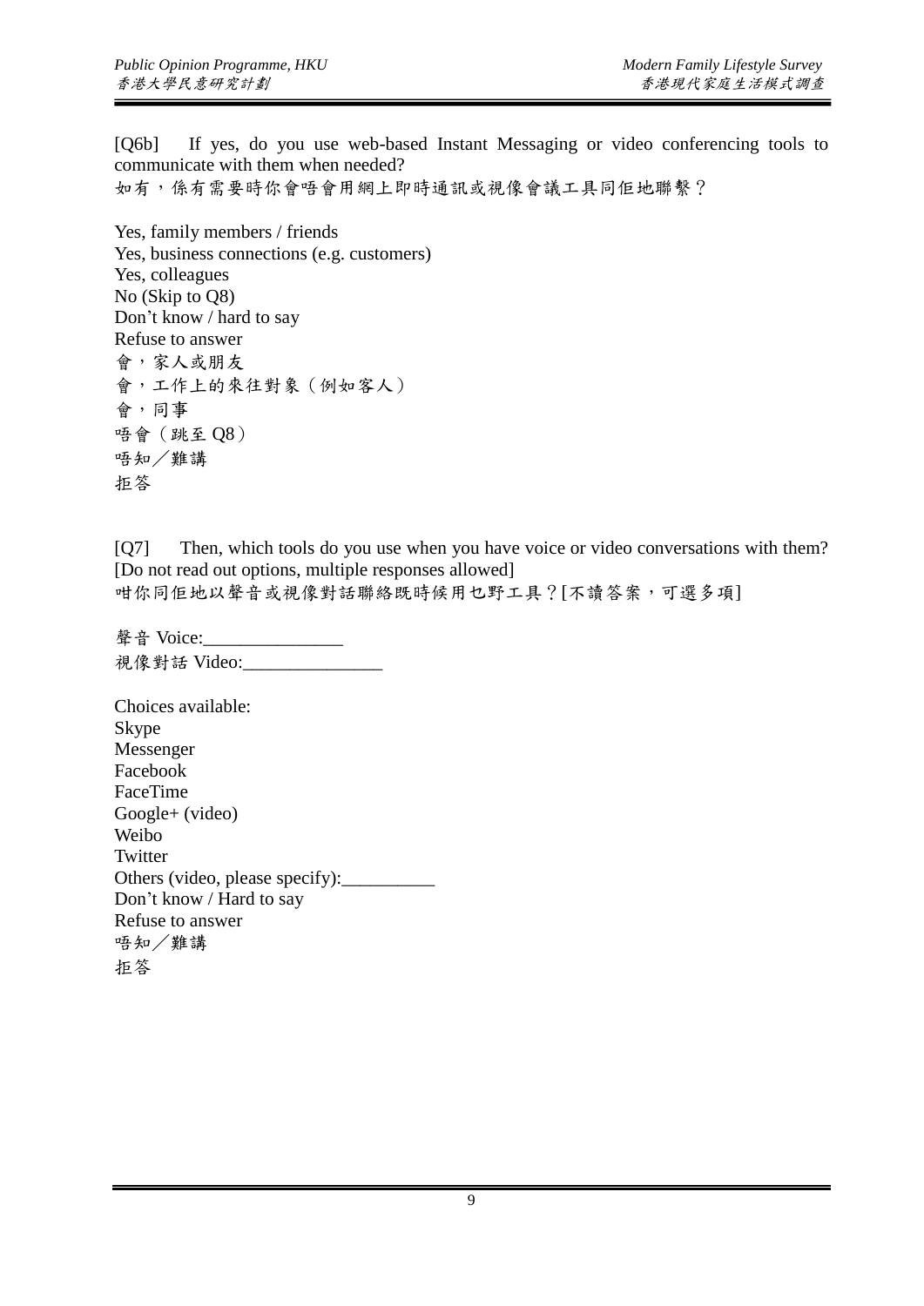[Q6b] If yes, do you use web-based Instant Messaging or video conferencing tools to communicate with them when needed?
如有，係有需要時你會唔會用網上即時通訊或視像會議工具同佢地聯繫？

Yes, family members / friends
Yes, business connections (e.g. customers)
Yes, colleagues
No (Skip to Q8)
Don't know / hard to say
Refuse to answer
會，家人或朋友
會，工作上的來往對象（例如客人）
會，同事
唔會（跳至 Q8）
唔知／難講
拒答

[Q7] Then, which tools do you use when you have voice or video conversations with them? [Do not read out options, multiple responses allowed]
咁你同佢地以聲音或視像對話聯絡既時候用乜野工具？[不讀答案，可選多項]

聲音 Voice:_______________
視像對話 Video:_______________

Choices available:
Skype
Messenger
Facebook
FaceTime
Google+ (video)
Weibo
Twitter
Others (video, please specify):__________
Don't know / Hard to say
Refuse to answer
唔知／難講
拒答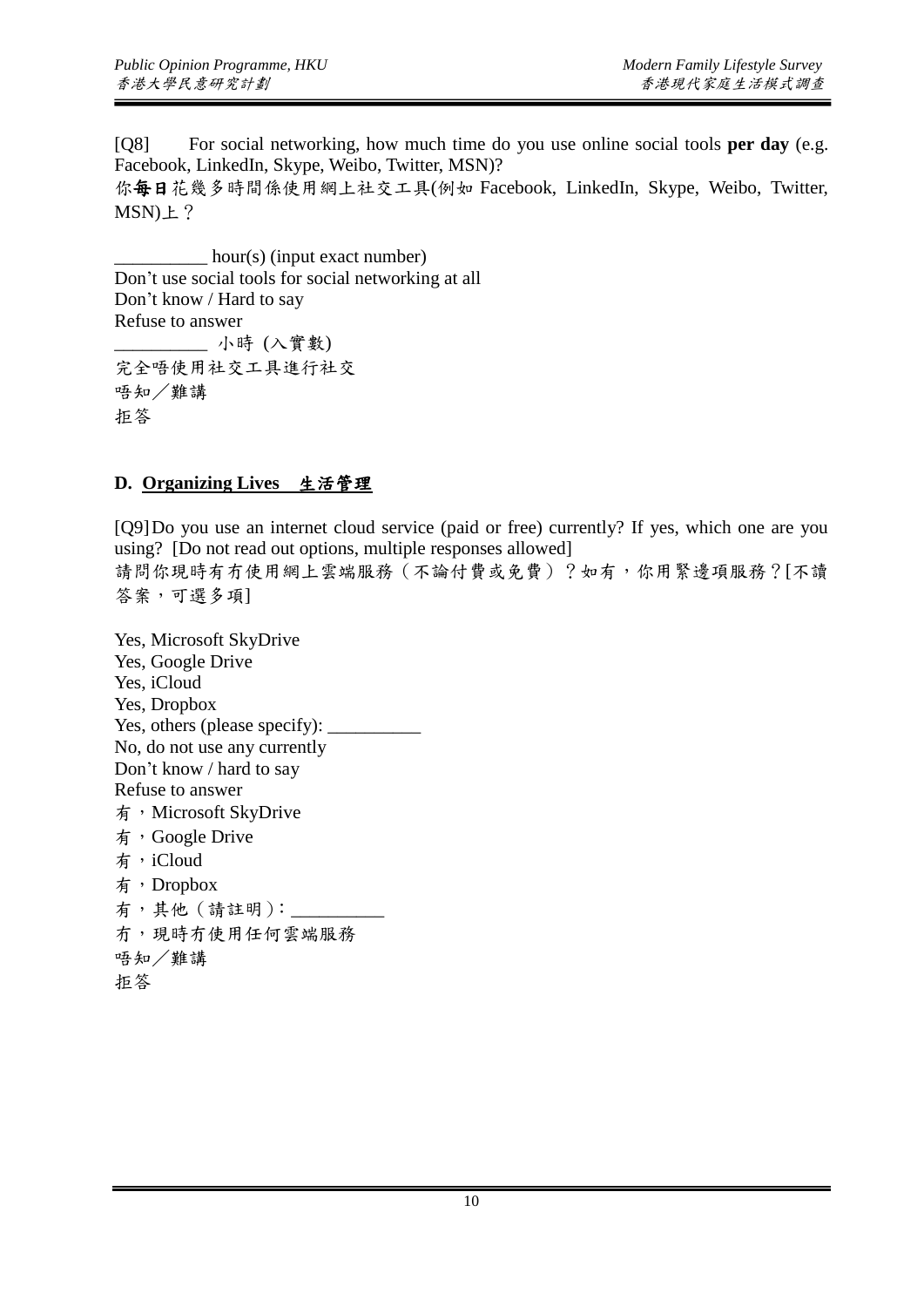[Q8] For social networking, how much time do you use online social tools **per day** (e.g. Facebook, LinkedIn, Skype, Weibo, Twitter, MSN)?

你**每日**花幾多時間係使用網上社交工具(例如 Facebook, LinkedIn, Skype, Weibo, Twitter, MSN)上？

__________ hour(s) (input exact number)
Don't use social tools for social networking at all
Don't know / Hard to say
Refuse to answer
__________ 小時 (入實數)
完全唔使用社交工具進行社交
唔知／難講
拒答

## D. Organizing Lives 生活管理

[Q9] Do you use an internet cloud service (paid or free) currently? If yes, which one are you using? [Do not read out options, multiple responses allowed]

請問你現時有冇使用網上雲端服務（不論付費或免費）？如有，你用緊邊項服務？[不讀答案，可選多項]

Yes, Microsoft SkyDrive
Yes, Google Drive
Yes, iCloud
Yes, Dropbox
Yes, others (please specify): __________
No, do not use any currently
Don't know / hard to say
Refuse to answer
有，Microsoft SkyDrive
有，Google Drive
有，iCloud
有，Dropbox
有，其他（請註明）: __________
冇，現時冇使用任何雲端服務
唔知／難講
拒答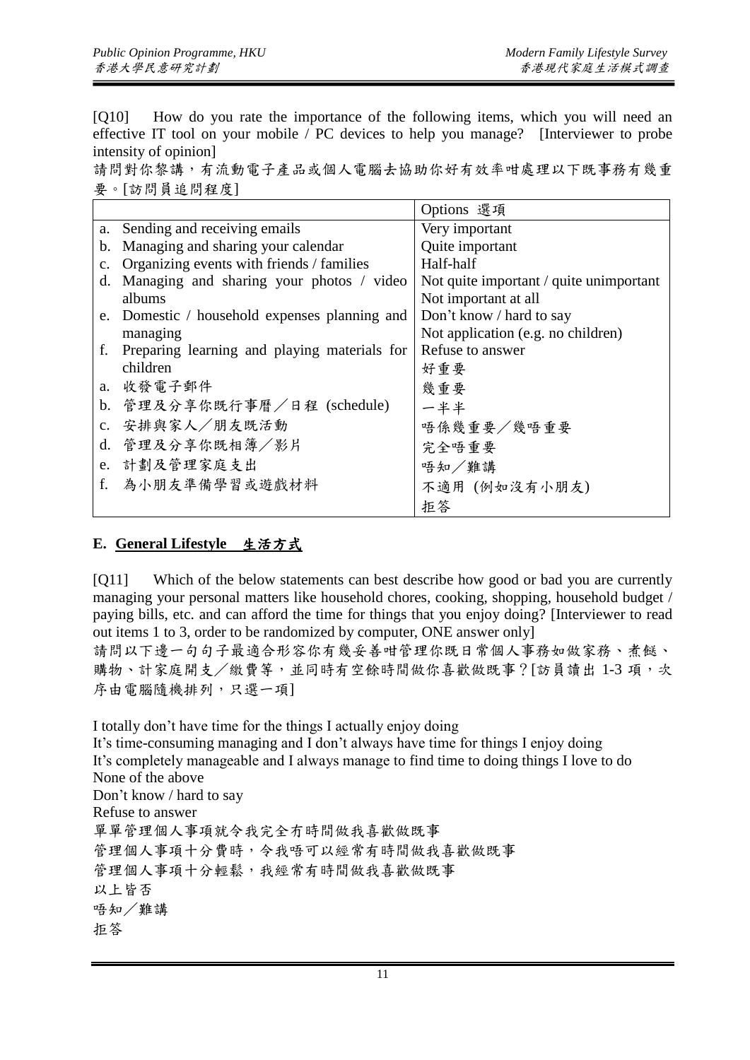[Q10] How do you rate the importance of the following items, which you will need an effective IT tool on your mobile / PC devices to help you manage? [Interviewer to probe intensity of opinion]

請問對你黎講，有流動電子產品或個人電腦去協助你好有效率咁處理以下既事務有幾重要。[訪問員追問程度]

| | Options 選項 |
|---|---|
| a. Sending and receiving emails<br>b. Managing and sharing your calendar<br>c. Organizing events with friends / families<br>d. Managing and sharing your photos / video albums<br>e. Domestic / household expenses planning and managing<br>f. Preparing learning and playing materials for children<br>a. 收發電子郵件<br>b. 管理及分享你既行事曆／日程 (schedule)<br>c. 安排與家人／朋友既活動<br>d. 管理及分享你既相簿／影片<br>e. 計劃及管理家庭支出<br>f. 為小朋友準備學習或遊戲材料 | Very important<br>Quite important<br>Half-half<br>Not quite important / quite unimportant<br>Not important at all<br>Don't know / hard to say<br>Not application (e.g. no children)<br>Refuse to answer<br>好重要<br>幾重要<br>一半半<br>唔係幾重要／幾唔重要<br>完全唔重要<br>唔知／難講<br>不適用 (例如沒有小朋友)<br>拒答 |

## E. General Lifestyle 生活方式

[Q11] Which of the below statements can best describe how good or bad you are currently managing your personal matters like household chores, cooking, shopping, household budget / paying bills, etc. and can afford the time for things that you enjoy doing? [Interviewer to read out items 1 to 3, order to be randomized by computer, ONE answer only]

請問以下邊一句句子最適合形容你有幾妥善咁管理你既日常個人事務如做家務、煮餸、購物、計家庭開支／繳費等，並同時有空餘時間做你喜歡做既事？[訪員讀出 1-3 項，次序由電腦隨機排列，只選一項]

I totally don't have time for the things I actually enjoy doing
It's time-consuming managing and I don't always have time for things I enjoy doing
It's completely manageable and I always manage to find time to doing things I love to do
None of the above
Don't know / hard to say
Refuse to answer
單單管理個人事項就令我完全冇時間做我喜歡做既事
管理個人事項十分費時，令我唔可以經常有時間做我喜歡做既事
管理個人事項十分輕鬆，我經常有時間做我喜歡做既事
以上皆否
唔知／難講
拒答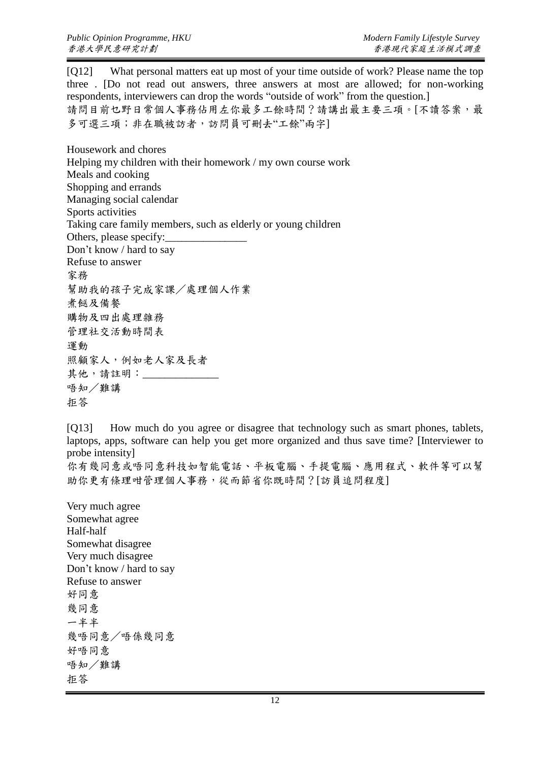[Q12] What personal matters eat up most of your time outside of work? Please name the top three . [Do not read out answers, three answers at most are allowed; for non-working respondents, interviewers can drop the words “outside of work” from the question.]
請問目前乜野日常個人事務佔用左你最多工餘時間？請講出最主要三項。[不讀答案，最多可選三項；非在職被訪者，訪問員可刪去“工餘”兩字]

Housework and chores
Helping my children with their homework / my own course work
Meals and cooking
Shopping and errands
Managing social calendar
Sports activities
Taking care family members, such as elderly or young children
Others, please specify:_______________
Don’t know / hard to say
Refuse to answer
家務
幫助我的孩子完成家課／處理個人作業
煮餸及備餐
購物及四出處理雜務
管理社交活動時間表
運動
照顧家人，例如老人家及長者
其他，請註明：______________
唔知／難講
拒答

[Q13] How much do you agree or disagree that technology such as smart phones, tablets, laptops, apps, software can help you get more organized and thus save time? [Interviewer to probe intensity]
你有幾同意或唔同意科技如智能電話、平板電腦、手提電腦、應用程式、軟件等可以幫助你更有條理咁管理個人事務，從而節省你既時間？[訪員追問程度]

Very much agree
Somewhat agree
Half-half
Somewhat disagree
Very much disagree
Don’t know / hard to say
Refuse to answer
好同意
幾同意
一半半
幾唔同意／唔係幾同意
好唔同意
唔知／難講
拒答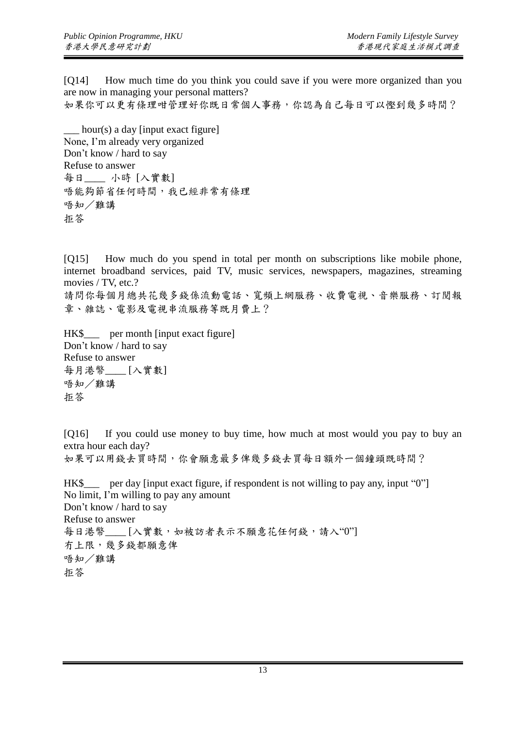[Q14] How much time do you think you could save if you were more organized than you are now in managing your personal matters?
如果你可以更有條理咁管理好你既日常個人事務，你認為自己每日可以慳到幾多時間？

___ hour(s) a day [input exact figure]
None, I'm already very organized
Don't know / hard to say
Refuse to answer
每日____ 小時 [入實數]
唔能夠節省任何時間，我已經非常有條理
唔知／難講
拒答

[Q15] How much do you spend in total per month on subscriptions like mobile phone, internet broadband services, paid TV, music services, newspapers, magazines, streaming movies / TV, etc.?
請問你每個月總共花幾多錢係流動電話、寬頻上網服務、收費電視、音樂服務、訂閱報章、雜誌、電影及電視串流服務等既月費上？

HK$___ per month [input exact figure]
Don't know / hard to say
Refuse to answer
每月港幣____ [入實數]
唔知／難講
拒答

[Q16] If you could use money to buy time, how much at most would you pay to buy an extra hour each day?
如果可以用錢去買時間，你會願意最多俾幾多錢去買每日額外一個鐘頭既時間？

HK$___ per day [input exact figure, if respondent is not willing to pay any, input "0"]
No limit, I'm willing to pay any amount
Don't know / hard to say
Refuse to answer
每日港幣____ [入實數，如被訪者表示不願意花任何錢，請入"0"]
冇上限，幾多錢都願意俾
唔知／難講
拒答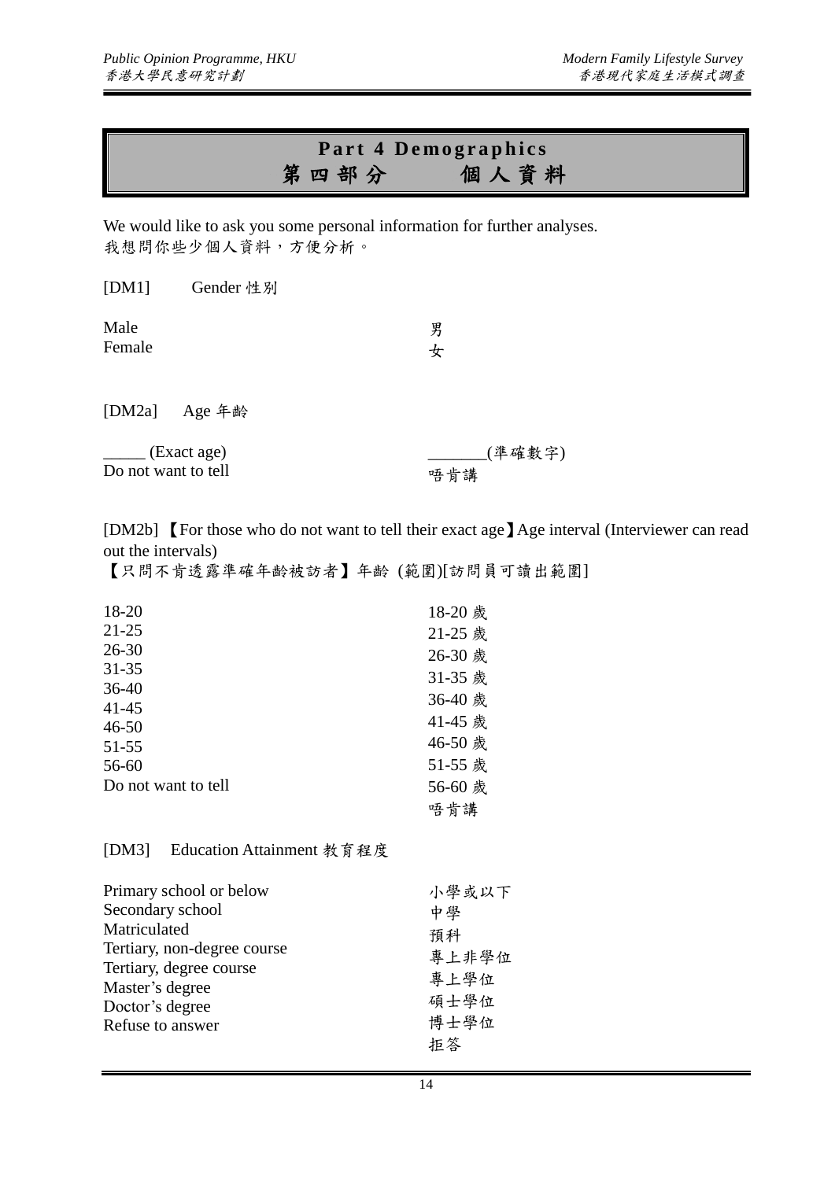# Part 4 Demographics
# 第四部分　　個人資料

We would like to ask you some personal information for further analyses.
我想問你些少個人資料，方便分析。

[DM1]　Gender 性別

| | |
|---|---|
| Male | 男 |
| Female | 女 |

[DM2a]　Age 年齡

| | |
|---|---|
| _____ (Exact age) | _______(準確數字) |
| Do not want to tell | 唔肯講 |

[DM2b] 【For those who do not want to tell their exact age】Age interval (Interviewer can read out the intervals)
【只問不肯透露準確年齡被訪者】年齡 (範圍)[訪問員可讀出範圍]

| | |
|---|---|
| 18-20 | 18-20 歲 |
| 21-25 | 21-25 歲 |
| 26-30 | 26-30 歲 |
| 31-35 | 31-35 歲 |
| 36-40 | 36-40 歲 |
| 41-45 | 41-45 歲 |
| 46-50 | 46-50 歲 |
| 51-55 | 51-55 歲 |
| 56-60 | 56-60 歲 |
| Do not want to tell | 唔肯講 |

[DM3]　Education Attainment 教育程度

| | |
|---|---|
| Primary school or below | 小學或以下 |
| Secondary school | 中學 |
| Matriculated | 預科 |
| Tertiary, non-degree course | 專上非學位 |
| Tertiary, degree course | 專上學位 |
| Master's degree | 碩士學位 |
| Doctor's degree | 博士學位 |
| Refuse to answer | 拒答 |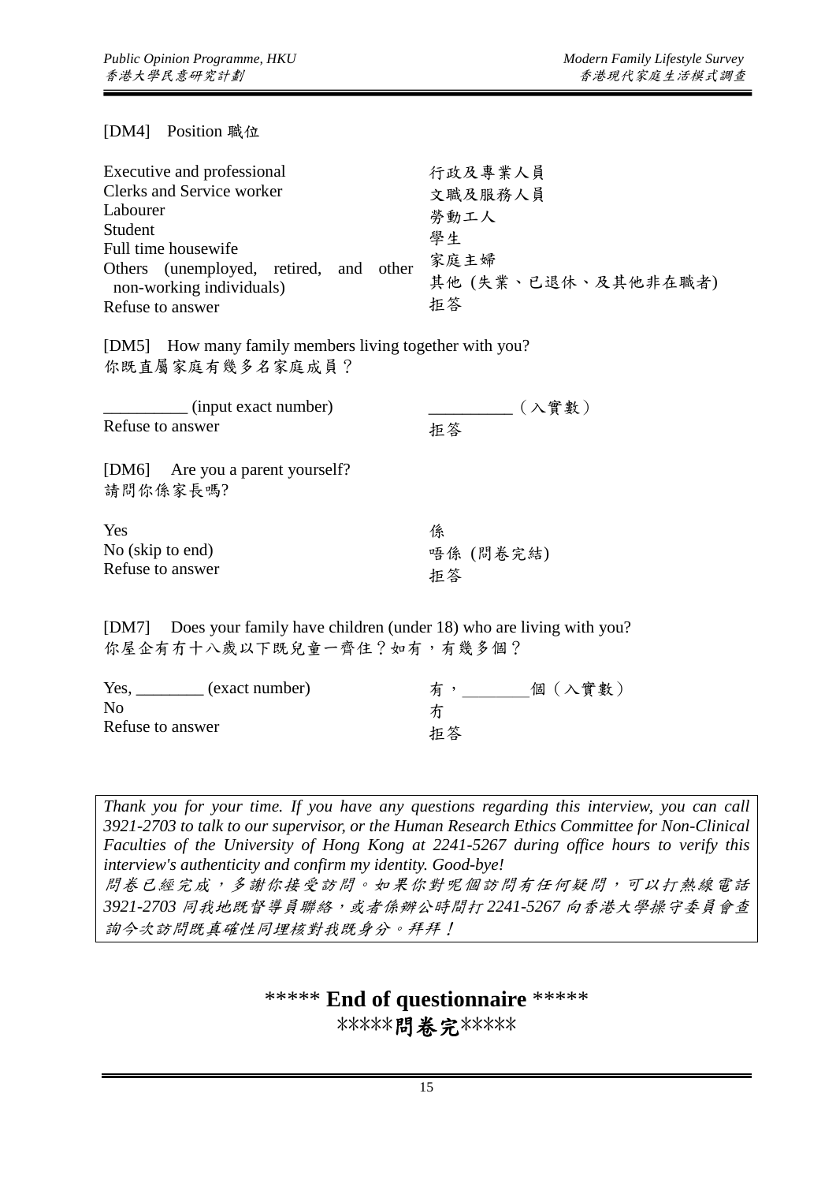[DM4] Position 職位

| | |
|---|---|
| Executive and professional | 行政及專業人員 |
| Clerks and Service worker | 文職及服務人員 |
| Labourer | 勞動工人 |
| Student | 學生 |
| Full time housewife | 家庭主婦 |
| Others (unemployed, retired, and other non-working individuals) | 其他 (失業、已退休、及其他非在職者) |
| Refuse to answer | 拒答 |

[DM5] How many family members living together with you?
你既直屬家庭有幾多名家庭成員？

| | |
|---|---|
| __________ (input exact number) | __________（入實數） |
| Refuse to answer | 拒答 |

[DM6] Are you a parent yourself?
請問你係家長嗎?

| | |
|---|---|
| Yes | 係 |
| No (skip to end) | 唔係 (問卷完結) |
| Refuse to answer | 拒答 |

[DM7] Does your family have children (under 18) who are living with you?
你屋企有冇十八歲以下既兒童一齊住？如有，有幾多個？

| | |
|---|---|
| Yes, ________ (exact number) | 有，________個（入實數） |
| No | 冇 |
| Refuse to answer | 拒答 |

*Thank you for your time. If you have any questions regarding this interview, you can call 3921-2703 to talk to our supervisor, or the Human Research Ethics Committee for Non-Clinical Faculties of the University of Hong Kong at 2241-5267 during office hours to verify this interview's authenticity and confirm my identity. Good-bye!*
*問卷已經完成，多謝你接受訪問。如果你對呢個訪問有任何疑問，可以打熱線電話 3921-2703 同我地既督導員聯絡，或者係辦公時間打 2241-5267 向香港大學操守委員會查詢今次訪問既真確性同埋核對我既身分。拜拜！*

***** **End of questionnaire** *****
*****問卷完*****